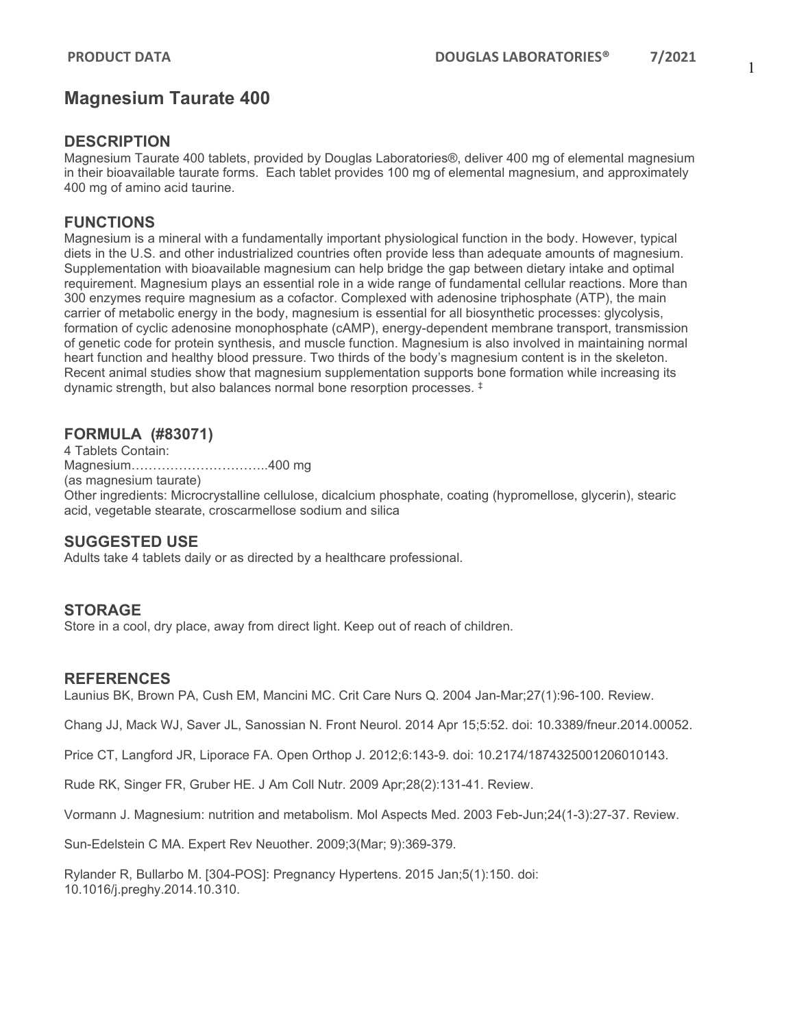# Magnesium Taurate 400

## DESCRIPTION

Magnesium Taurate 400 tablets, provided by Douglas Laboratories®, deliver 400 mg of elemental magnesium in their bioavailable taurate forms. Each tablet provides 100 mg of elemental magnesium, and approximately 400 mg of amino acid taurine.

## FUNCTIONS

Magnesium is a mineral with a fundamentally important physiological function in the body. However, typical diets in the U.S. and other industrialized countries often provide less than adequate amounts of magnesium. Supplementation with bioavailable magnesium can help bridge the gap between dietary intake and optimal requirement. Magnesium plays an essential role in a wide range of fundamental cellular reactions. More than 300 enzymes require magnesium as a cofactor. Complexed with adenosine triphosphate (ATP), the main carrier of metabolic energy in the body, magnesium is essential for all biosynthetic processes: glycolysis, formation of cyclic adenosine monophosphate (cAMP), energy-dependent membrane transport, transmission of genetic code for protein synthesis, and muscle function. Magnesium is also involved in maintaining normal heart function and healthy blood pressure. Two thirds of the body's magnesium content is in the skeleton. Recent animal studies show that magnesium supplementation supports bone formation while increasing its dynamic strength, but also balances normal bone resorption processes. ‡

## FORMULA (#83071)

4 Tablets Contain:
Magnesium…………………………..400 mg
(as magnesium taurate)
Other ingredients: Microcrystalline cellulose, dicalcium phosphate, coating (hypromellose, glycerin), stearic acid, vegetable stearate, croscarmellose sodium and silica

## SUGGESTED USE

Adults take 4 tablets daily or as directed by a healthcare professional.

## STORAGE

Store in a cool, dry place, away from direct light. Keep out of reach of children.

## REFERENCES

Launius BK, Brown PA, Cush EM, Mancini MC. Crit Care Nurs Q. 2004 Jan-Mar;27(1):96-100. Review.

Chang JJ, Mack WJ, Saver JL, Sanossian N. Front Neurol. 2014 Apr 15;5:52. doi: 10.3389/fneur.2014.00052.

Price CT, Langford JR, Liporace FA. Open Orthop J. 2012;6:143-9. doi: 10.2174/1874325001206010143.

Rude RK, Singer FR, Gruber HE. J Am Coll Nutr. 2009 Apr;28(2):131-41. Review.

Vormann J. Magnesium: nutrition and metabolism. Mol Aspects Med. 2003 Feb-Jun;24(1-3):27-37. Review.

Sun-Edelstein C MA. Expert Rev Neuother. 2009;3(Mar; 9):369-379.

Rylander R, Bullarbo M. [304-POS]: Pregnancy Hypertens. 2015 Jan;5(1):150. doi: 10.1016/j.preghy.2014.10.310.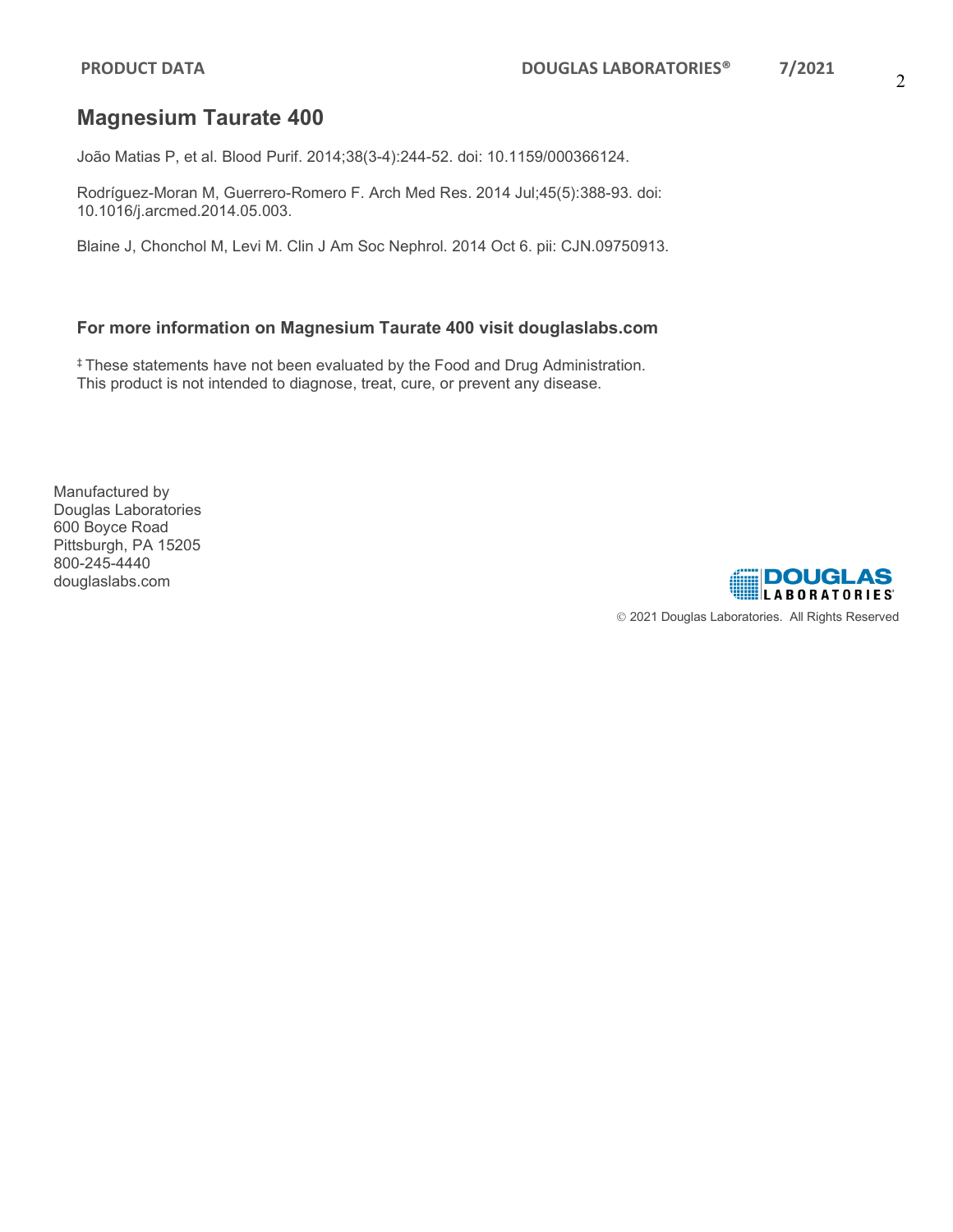## Magnesium Taurate 400

João Matias P, et al. Blood Purif. 2014;38(3-4):244-52. doi: 10.1159/000366124.

Rodríguez-Moran M, Guerrero-Romero F. Arch Med Res. 2014 Jul;45(5):388-93. doi: 10.1016/j.arcmed.2014.05.003.

Blaine J, Chonchol M, Levi M. Clin J Am Soc Nephrol. 2014 Oct 6. pii: CJN.09750913.

**For more information on Magnesium Taurate 400 visit douglaslabs.com**

‡ These statements have not been evaluated by the Food and Drug Administration. This product is not intended to diagnose, treat, cure, or prevent any disease.

Manufactured by
Douglas Laboratories
600 Boyce Road
Pittsburgh, PA 15205
800-245-4440
douglaslabs.com

DOUGLAS LABORATORIES®

© 2021 Douglas Laboratories. All Rights Reserved